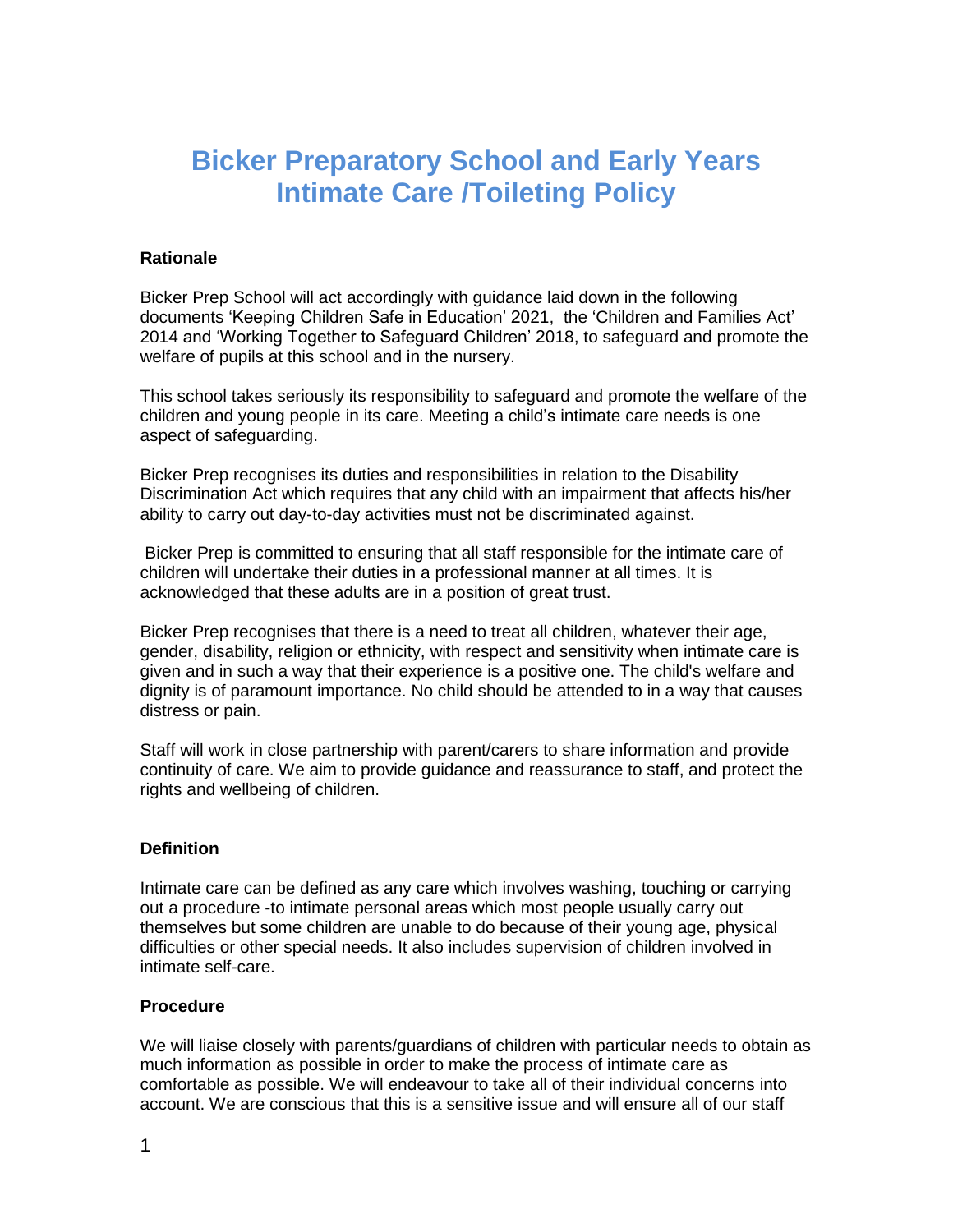# Bicker Preparatory School and Early Years Intimate Care /Toileting Policy

**Rationale**

Bicker Prep School will act accordingly with guidance laid down in the following documents 'Keeping Children Safe in Education' 2021, the 'Children and Families Act' 2014 and 'Working Together to Safeguard Children' 2018, to safeguard and promote the welfare of pupils at this school and in the nursery.

This school takes seriously its responsibility to safeguard and promote the welfare of the children and young people in its care. Meeting a child's intimate care needs is one aspect of safeguarding.

Bicker Prep recognises its duties and responsibilities in relation to the Disability Discrimination Act which requires that any child with an impairment that affects his/her ability to carry out day-to-day activities must not be discriminated against.

Bicker Prep is committed to ensuring that all staff responsible for the intimate care of children will undertake their duties in a professional manner at all times. It is acknowledged that these adults are in a position of great trust.

Bicker Prep recognises that there is a need to treat all children, whatever their age, gender, disability, religion or ethnicity, with respect and sensitivity when intimate care is given and in such a way that their experience is a positive one. The child's welfare and dignity is of paramount importance. No child should be attended to in a way that causes distress or pain.

Staff will work in close partnership with parent/carers to share information and provide continuity of care. We aim to provide guidance and reassurance to staff, and protect the rights and wellbeing of children.

**Definition**

Intimate care can be defined as any care which involves washing, touching or carrying out a procedure -to intimate personal areas which most people usually carry out themselves but some children are unable to do because of their young age, physical difficulties or other special needs. It also includes supervision of children involved in intimate self-care.

**Procedure**

We will liaise closely with parents/guardians of children with particular needs to obtain as much information as possible in order to make the process of intimate care as comfortable as possible. We will endeavour to take all of their individual concerns into account. We are conscious that this is a sensitive issue and will ensure all of our staff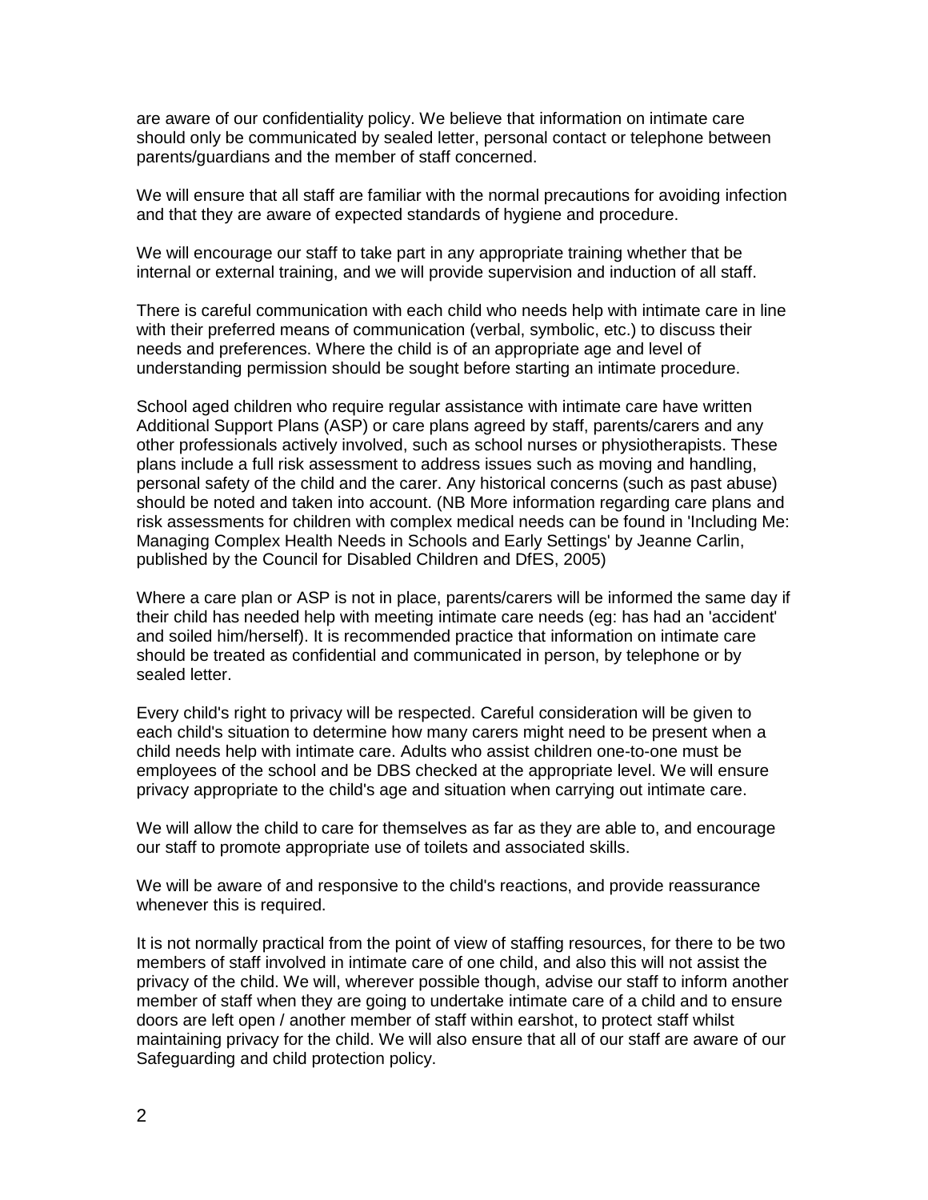are aware of our confidentiality policy. We believe that information on intimate care should only be communicated by sealed letter, personal contact or telephone between parents/guardians and the member of staff concerned.

We will ensure that all staff are familiar with the normal precautions for avoiding infection and that they are aware of expected standards of hygiene and procedure.

We will encourage our staff to take part in any appropriate training whether that be internal or external training, and we will provide supervision and induction of all staff.

There is careful communication with each child who needs help with intimate care in line with their preferred means of communication (verbal, symbolic, etc.) to discuss their needs and preferences. Where the child is of an appropriate age and level of understanding permission should be sought before starting an intimate procedure.

School aged children who require regular assistance with intimate care have written Additional Support Plans (ASP) or care plans agreed by staff, parents/carers and any other professionals actively involved, such as school nurses or physiotherapists. These plans include a full risk assessment to address issues such as moving and handling, personal safety of the child and the carer. Any historical concerns (such as past abuse) should be noted and taken into account. (NB More information regarding care plans and risk assessments for children with complex medical needs can be found in 'Including Me: Managing Complex Health Needs in Schools and Early Settings' by Jeanne Carlin, published by the Council for Disabled Children and DfES, 2005)

Where a care plan or ASP is not in place, parents/carers will be informed the same day if their child has needed help with meeting intimate care needs (eg: has had an 'accident' and soiled him/herself). It is recommended practice that information on intimate care should be treated as confidential and communicated in person, by telephone or by sealed letter.

Every child's right to privacy will be respected. Careful consideration will be given to each child's situation to determine how many carers might need to be present when a child needs help with intimate care. Adults who assist children one-to-one must be employees of the school and be DBS checked at the appropriate level. We will ensure privacy appropriate to the child's age and situation when carrying out intimate care.

We will allow the child to care for themselves as far as they are able to, and encourage our staff to promote appropriate use of toilets and associated skills.

We will be aware of and responsive to the child's reactions, and provide reassurance whenever this is required.

It is not normally practical from the point of view of staffing resources, for there to be two members of staff involved in intimate care of one child, and also this will not assist the privacy of the child. We will, wherever possible though, advise our staff to inform another member of staff when they are going to undertake intimate care of a child and to ensure doors are left open / another member of staff within earshot, to protect staff whilst maintaining privacy for the child. We will also ensure that all of our staff are aware of our Safeguarding and child protection policy.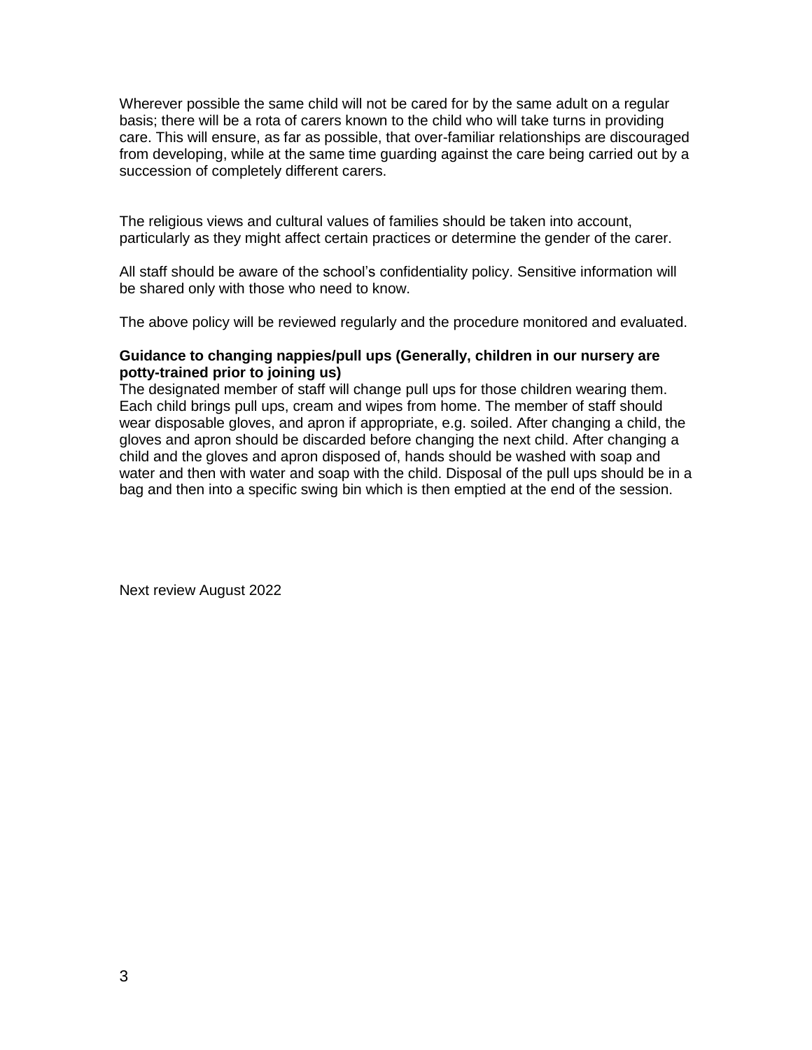Wherever possible the same child will not be cared for by the same adult on a regular basis; there will be a rota of carers known to the child who will take turns in providing care. This will ensure, as far as possible, that over-familiar relationships are discouraged from developing, while at the same time guarding against the care being carried out by a succession of completely different carers.

The religious views and cultural values of families should be taken into account, particularly as they might affect certain practices or determine the gender of the carer.

All staff should be aware of the school's confidentiality policy. Sensitive information will be shared only with those who need to know.

The above policy will be reviewed regularly and the procedure monitored and evaluated.

**Guidance to changing nappies/pull ups (Generally, children in our nursery are potty-trained prior to joining us)**

The designated member of staff will change pull ups for those children wearing them. Each child brings pull ups, cream and wipes from home. The member of staff should wear disposable gloves, and apron if appropriate, e.g. soiled. After changing a child, the gloves and apron should be discarded before changing the next child. After changing a child and the gloves and apron disposed of, hands should be washed with soap and water and then with water and soap with the child. Disposal of the pull ups should be in a bag and then into a specific swing bin which is then emptied at the end of the session.

Next review August 2022